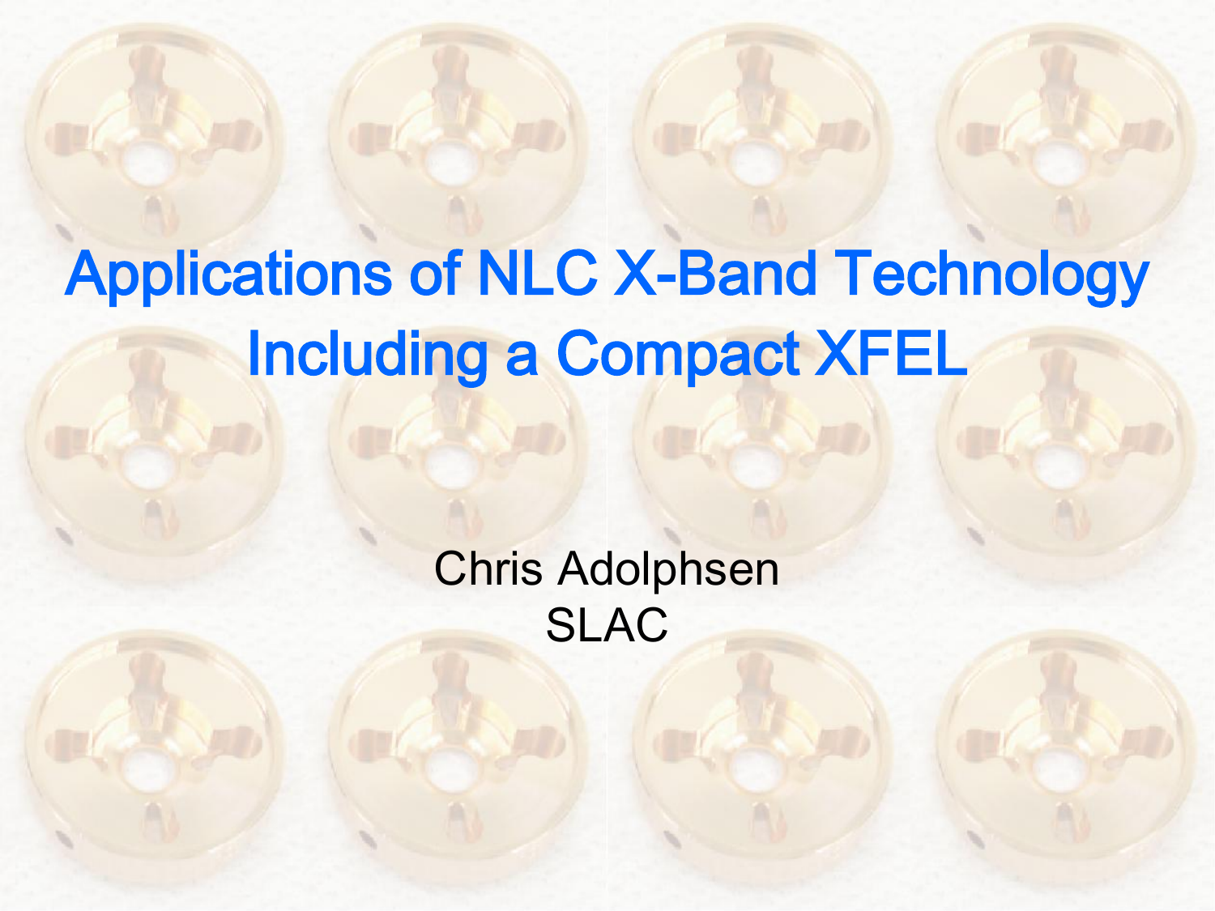# Applications of NLC X-Band Technology Including a Compact XFEL

Chris Adolphsen
SLAC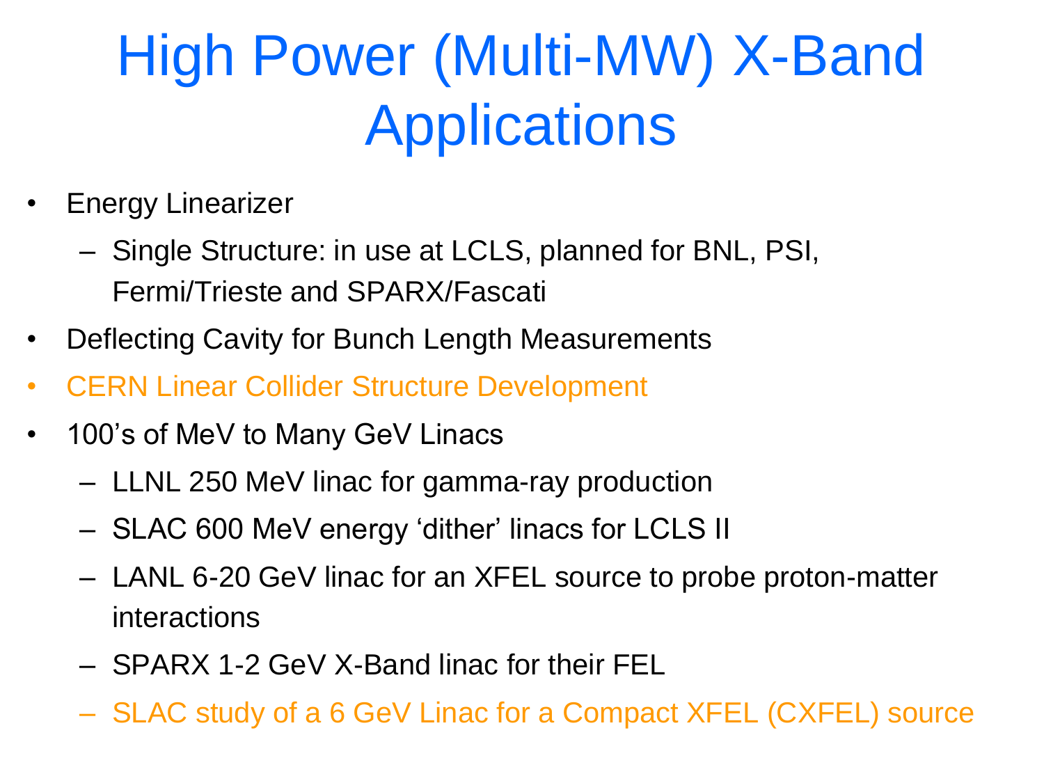# High Power (Multi-MW) X-Band Applications

- Energy Linearizer
  - Single Structure: in use at LCLS, planned for BNL, PSI, Fermi/Trieste and SPARX/Fascati
- Deflecting Cavity for Bunch Length Measurements
- CERN Linear Collider Structure Development
- 100's of MeV to Many GeV Linacs
  - LLNL 250 MeV linac for gamma-ray production
  - SLAC 600 MeV energy 'dither' linacs for LCLS II
  - LANL 6-20 GeV linac for an XFEL source to probe proton-matter interactions
  - SPARX 1-2 GeV X-Band linac for their FEL
  - SLAC study of a 6 GeV Linac for a Compact XFEL (CXFEL) source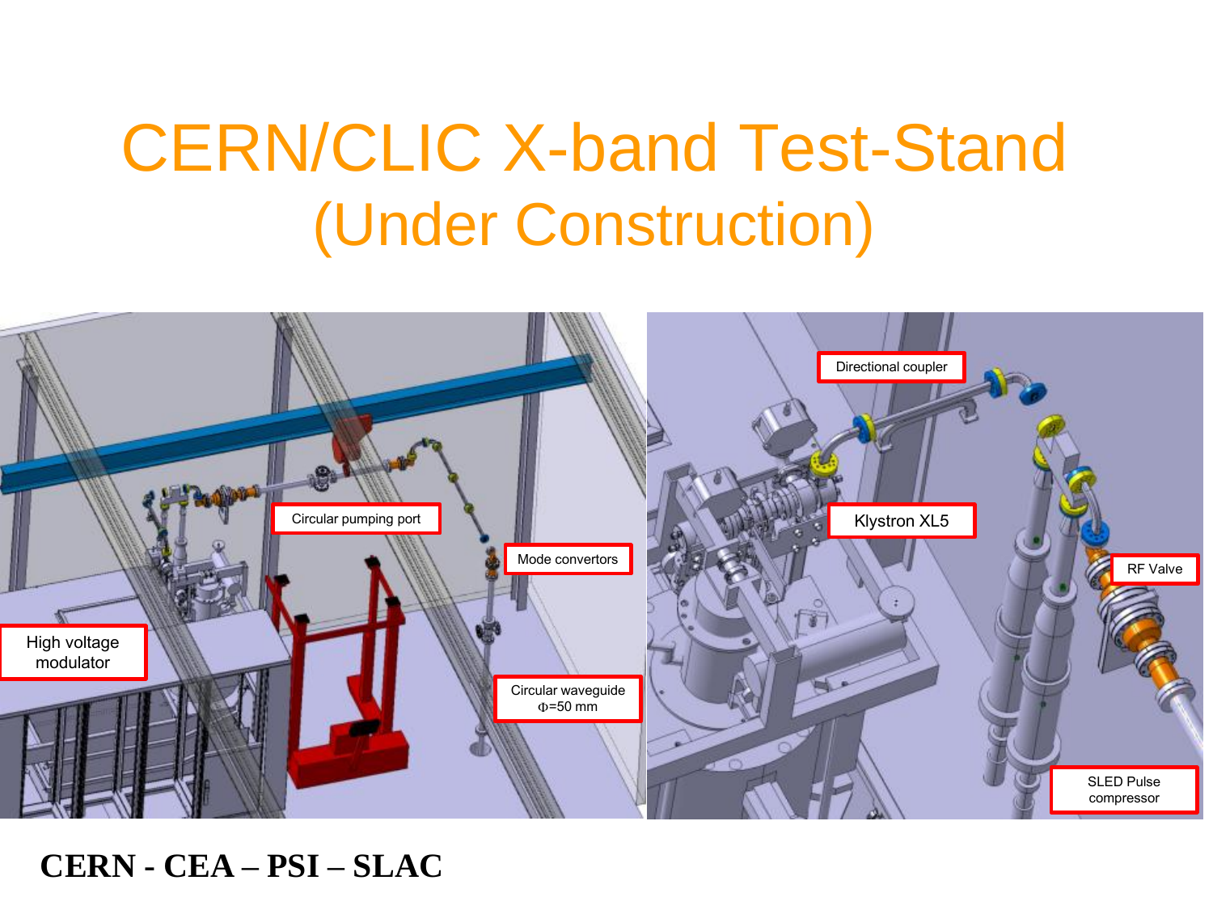# CERN/CLIC X-band Test-Stand (Under Construction)

High voltage modulator

Circular pumping port

Mode convertors

Circular waveguide $\Phi$=50 mm

Directional coupler

Klystron XL5

RF Valve

SLED Pulse compressor

**CERN - CEA – PSI – SLAC**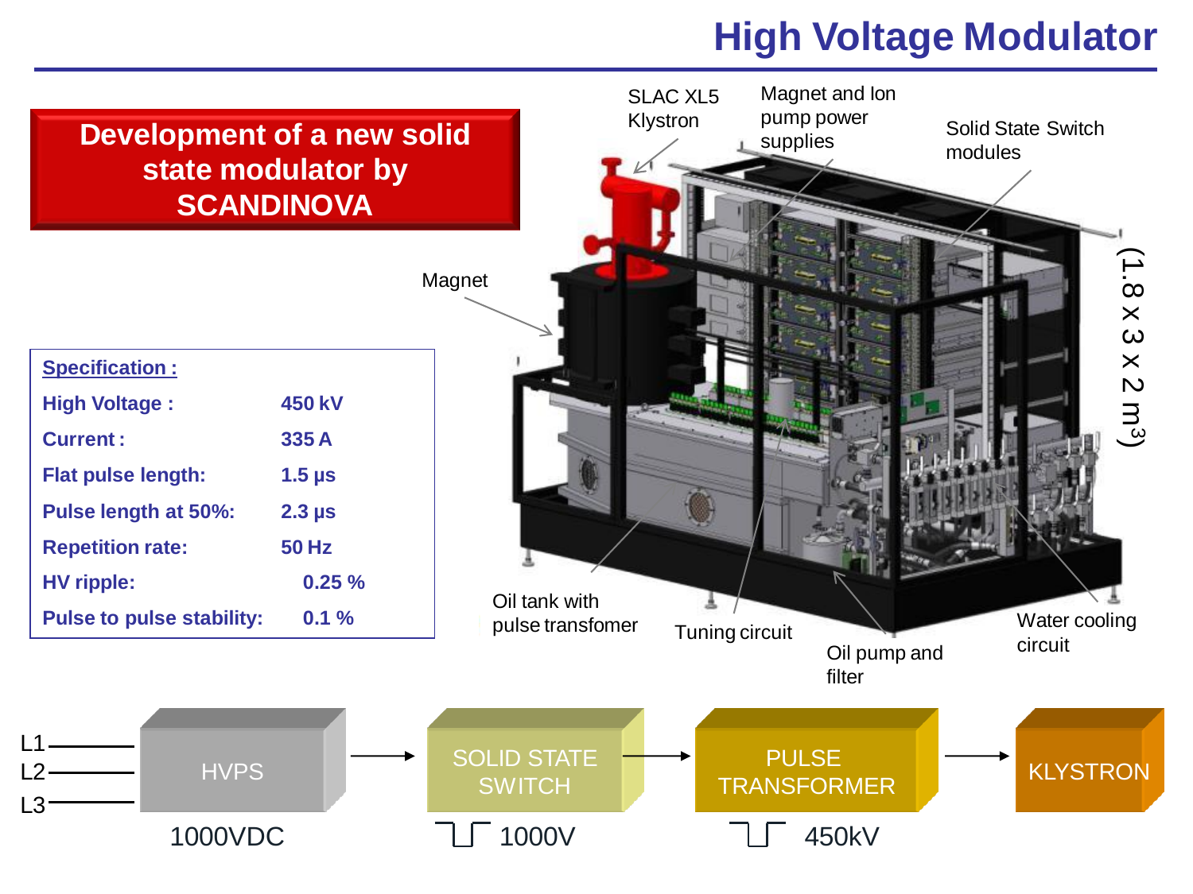# High Voltage Modulator

**Development of a new solid state modulator by SCANDINOVA**

| Specification : | |
|---|---|
| High Voltage : | 450 kV |
| Current : | 335 A |
| Flat pulse length: | 1.5 μs |
| Pulse length at 50%: | 2.3 μs |
| Repetition rate: | 50 Hz |
| HV ripple: | 0.25 % |
| Pulse to pulse stability: | 0.1 % |

SLAC XL5 Klystron

Magnet and Ion pump power supplies

Solid State Switch modules

Magnet

(1.8 x 3 x 2 m$^3$)

Oil tank with pulse transfomer

Tuning circuit

Oil pump and filter

Water cooling circuit

L1, L2, L3 → HVPS (1000VDC) → SOLID STATE SWITCH (1000V) → PULSE TRANSFORMER (450kV) → KLYSTRON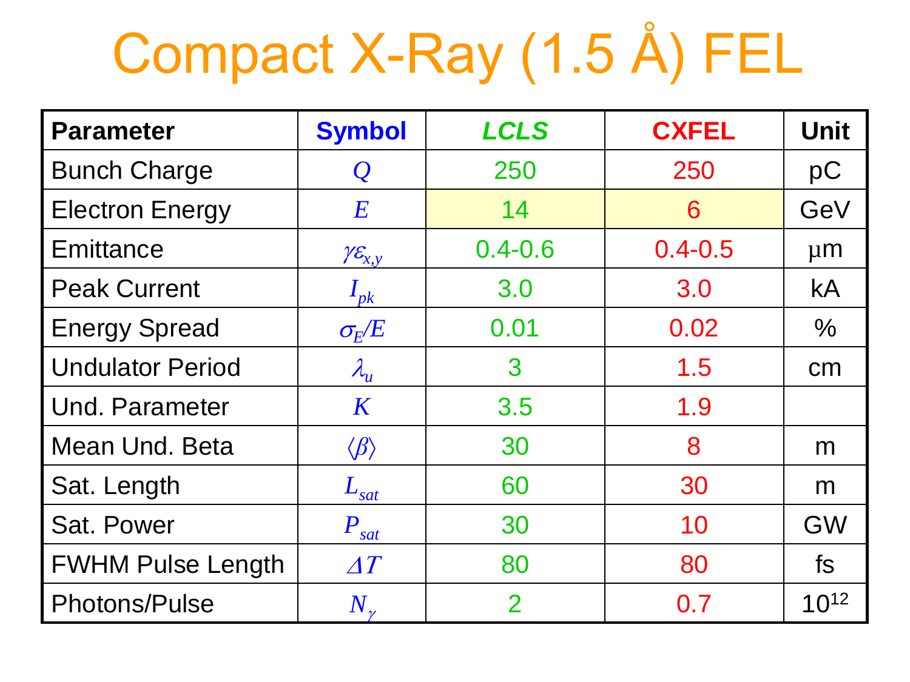# Compact X-Ray (1.5 Å) FEL

| Parameter | Symbol | *LCLS* | CXFEL | Unit |
|---|---|---|---|---|
| Bunch Charge | $Q$ | 250 | 250 | pC |
| Electron Energy | $E$ | 14 | 6 | GeV |
| Emittance | $\gamma\varepsilon_{x,y}$ | 0.4-0.6 | 0.4-0.5 | μm |
| Peak Current | $I_{pk}$ | 3.0 | 3.0 | kA |
| Energy Spread | $\sigma_E/E$ | 0.01 | 0.02 | % |
| Undulator Period | $\lambda_u$ | 3 | 1.5 | cm |
| Und. Parameter | $K$ | 3.5 | 1.9 | |
| Mean Und. Beta | $\langle\beta\rangle$ | 30 | 8 | m |
| Sat. Length | $L_{sat}$ | 60 | 30 | m |
| Sat. Power | $P_{sat}$ | 30 | 10 | GW |
| FWHM Pulse Length | $\Delta T$ | 80 | 80 | fs |
| Photons/Pulse | $N_\gamma$ | 2 | 0.7 | $10^{12}$ |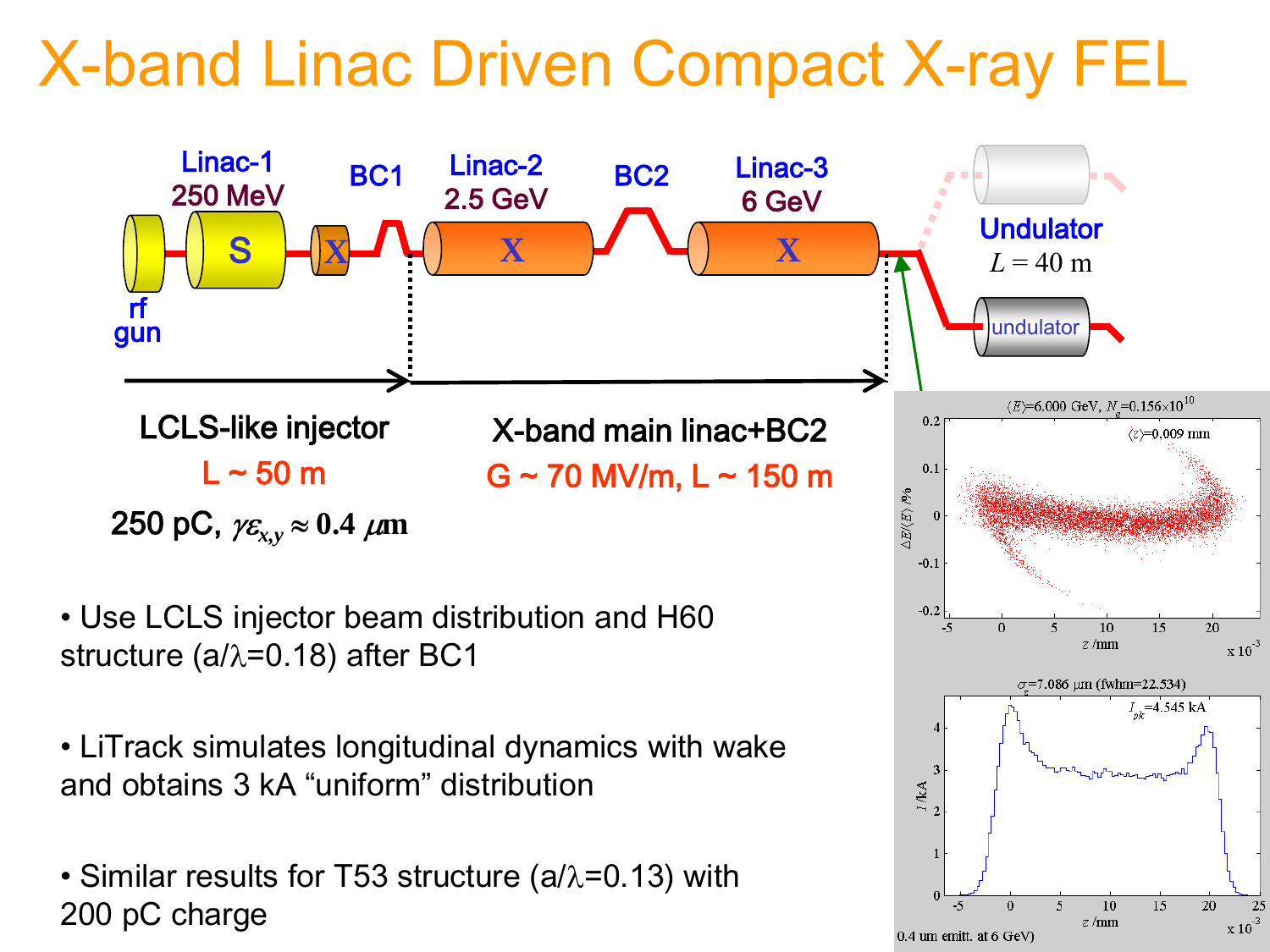# X-band Linac Driven Compact X-ray FEL

rf gun — Linac-1 250 MeV (S) — X — BC1 — Linac-2 2.5 GeV (X) — BC2 — Linac-3 6 GeV (X) — Undulator $L = 40$ m

**LCLS-like injector**
L ~ 50 m

250 pC, $\gamma\varepsilon_{x,y} \approx 0.4\ \mu m$

**X-band main linac+BC2**
G ~ 70 MV/m, L ~ 150 m

- Use LCLS injector beam distribution and H60 structure (a/λ=0.18) after BC1
- LiTrack simulates longitudinal dynamics with wake and obtains 3 kA "uniform" distribution
- Similar results for T53 structure (a/λ=0.13) with 200 pC charge

$\langle E \rangle$=6.000 GeV, $N_e$=0.156×10$^{10}$, $\langle z \rangle$=0.009 mm

$\sigma_z$=7.086 μm (fwhm=22.534), $I_{pk}$=4.545 kA

0.4 um emitt. at 6 GeV)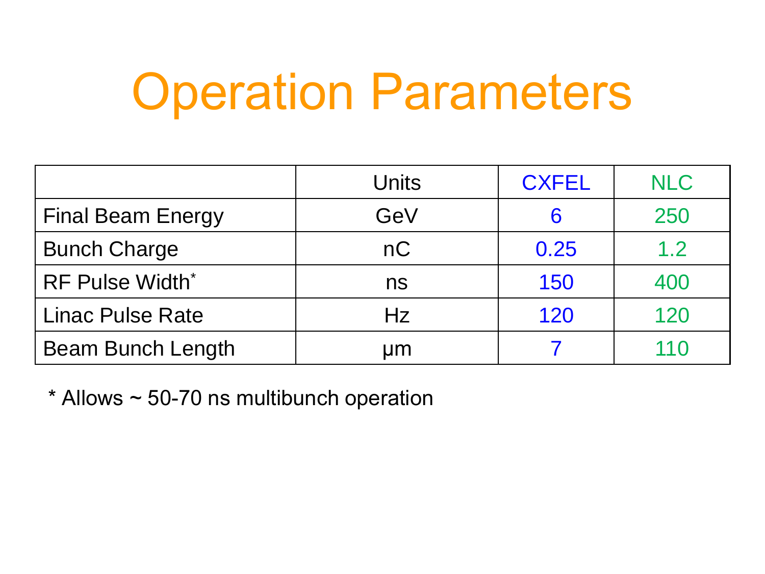# Operation Parameters

| | Units | CXFEL | NLC |
|---|---|---|---|
| Final Beam Energy | GeV | 6 | 250 |
| Bunch Charge | nC | 0.25 | 1.2 |
| RF Pulse Width* | ns | 150 | 400 |
| Linac Pulse Rate | Hz | 120 | 120 |
| Beam Bunch Length | μm | 7 | 110 |

* Allows ~ 50-70 ns multibunch operation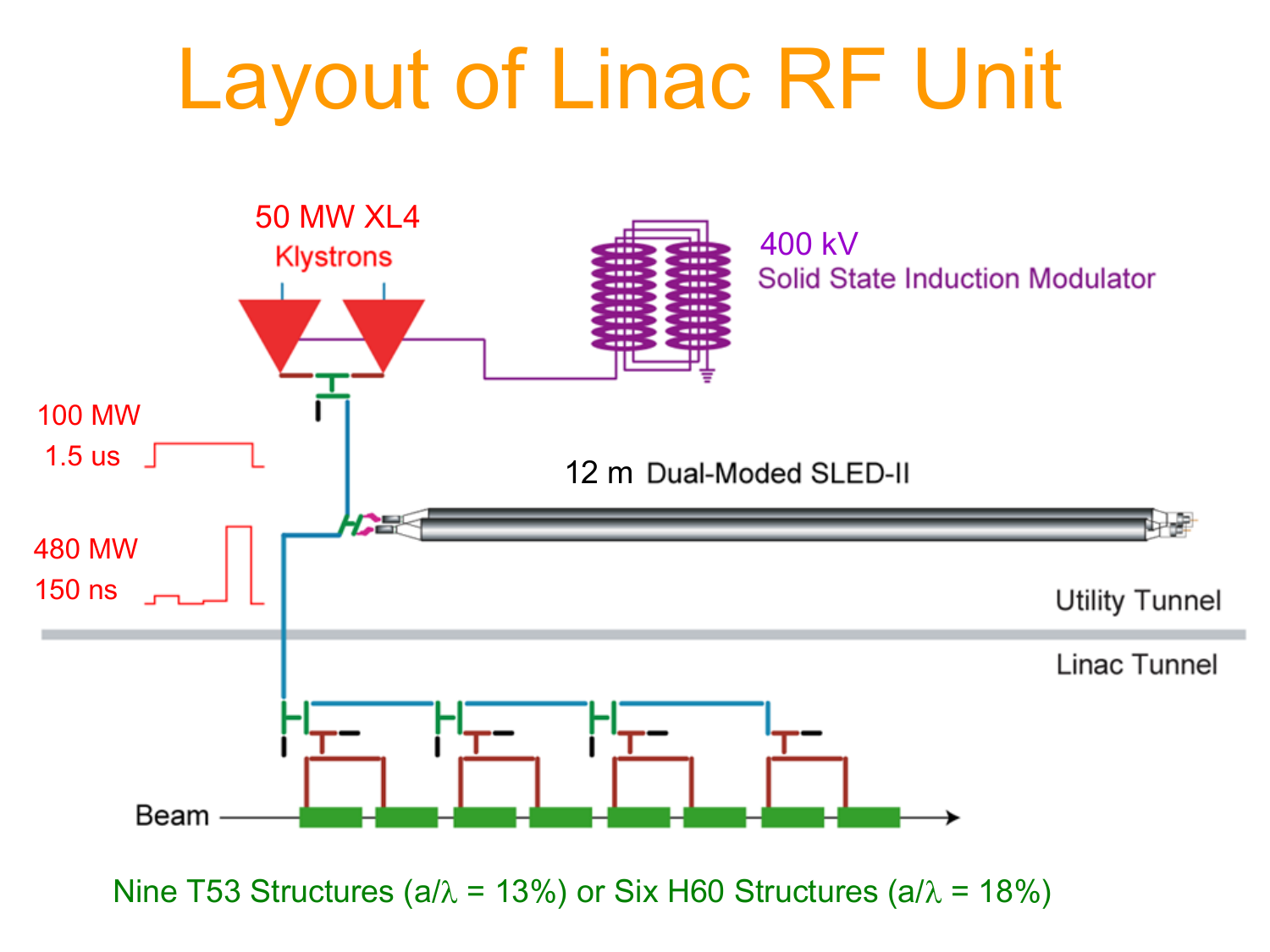# Layout of Linac RF Unit

50 MW XL4 Klystrons

400 kV Solid State Induction Modulator

100 MW 1.5 us

480 MW 150 ns

12 m Dual-Moded SLED-II

Utility Tunnel

Linac Tunnel

Beam

Nine T53 Structures ($a/\lambda$ = 13%) or Six H60 Structures ($a/\lambda$ = 18%)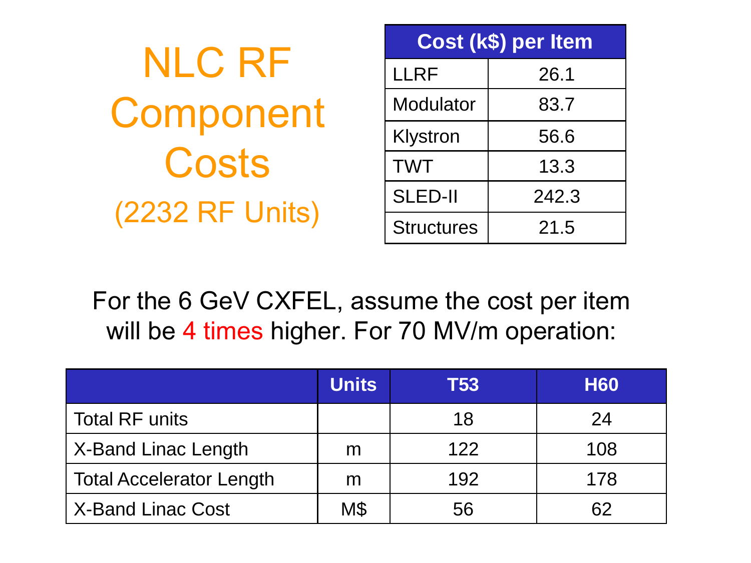# NLC RF Component Costs (2232 RF Units)

| Cost (k$) per Item | |
|---|---|
| LLRF | 26.1 |
| Modulator | 83.7 |
| Klystron | 56.6 |
| TWT | 13.3 |
| SLED-II | 242.3 |
| Structures | 21.5 |

For the 6 GeV CXFEL, assume the cost per item will be 4 times higher. For 70 MV/m operation:

| | Units | T53 | H60 |
|---|---|---|---|
| Total RF units | | 18 | 24 |
| X-Band Linac Length | m | 122 | 108 |
| Total Accelerator Length | m | 192 | 178 |
| X-Band Linac Cost | M$ | 56 | 62 |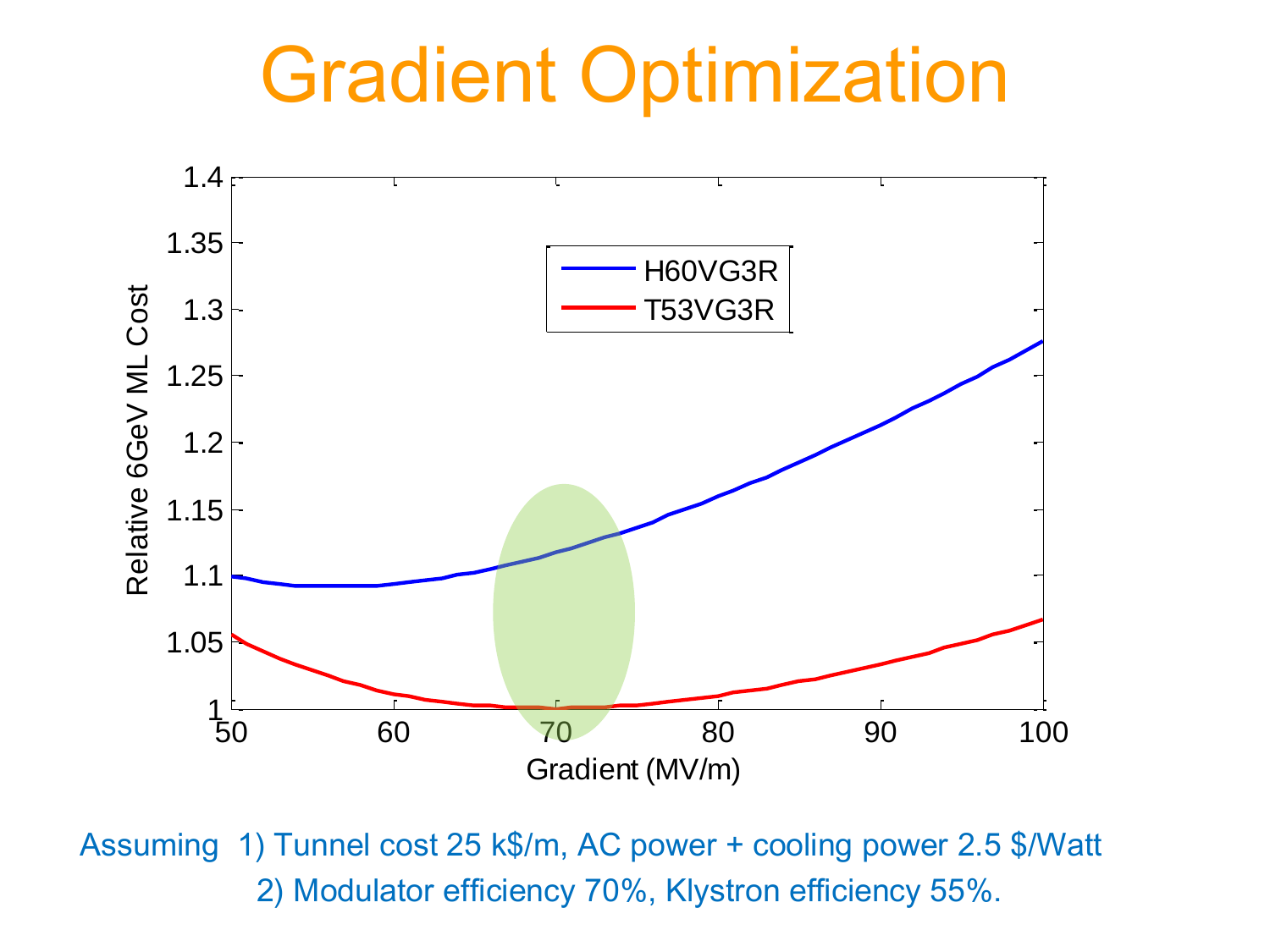# Gradient Optimization

Assuming 1) Tunnel cost 25 k$/m, AC power + cooling power 2.5 $/Watt

2) Modulator efficiency 70%, Klystron efficiency 55%.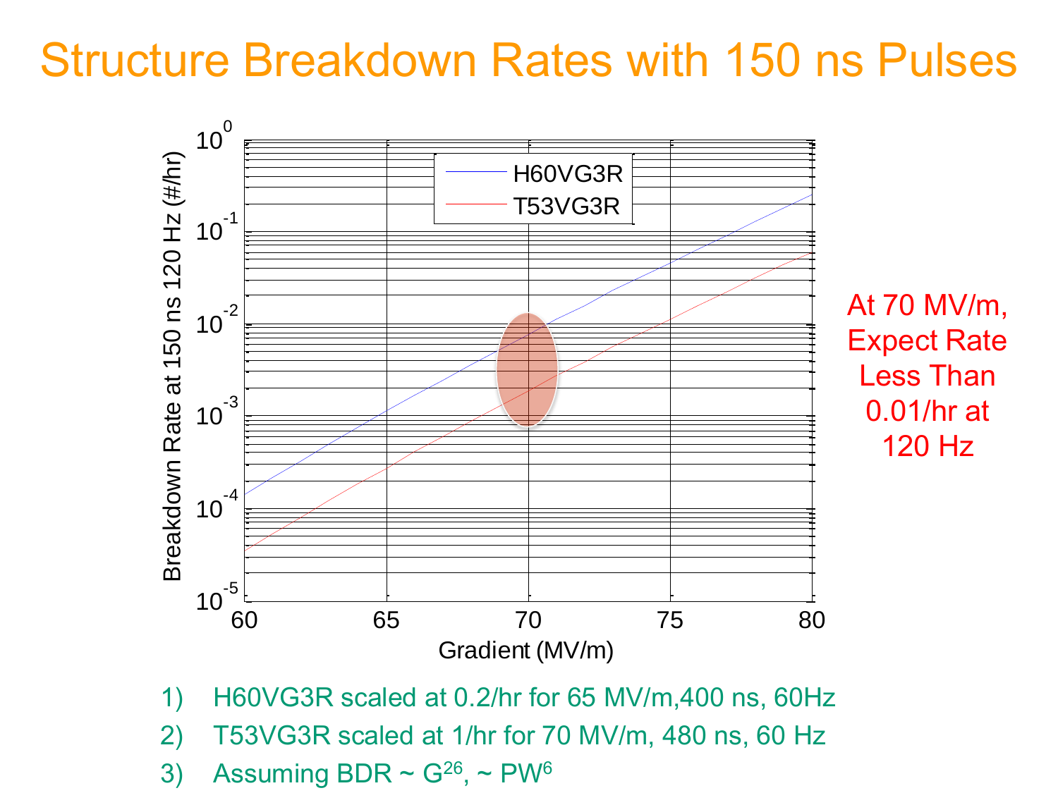# Structure Breakdown Rates with 150 ns Pulses

At 70 MV/m, Expect Rate Less Than 0.01/hr at 120 Hz

1) H60VG3R scaled at 0.2/hr for 65 MV/m,400 ns, 60Hz
2) T53VG3R scaled at 1/hr for 70 MV/m, 480 ns, 60 Hz
3) Assuming BDR ~ $G^{26}$, ~ $PW^{6}$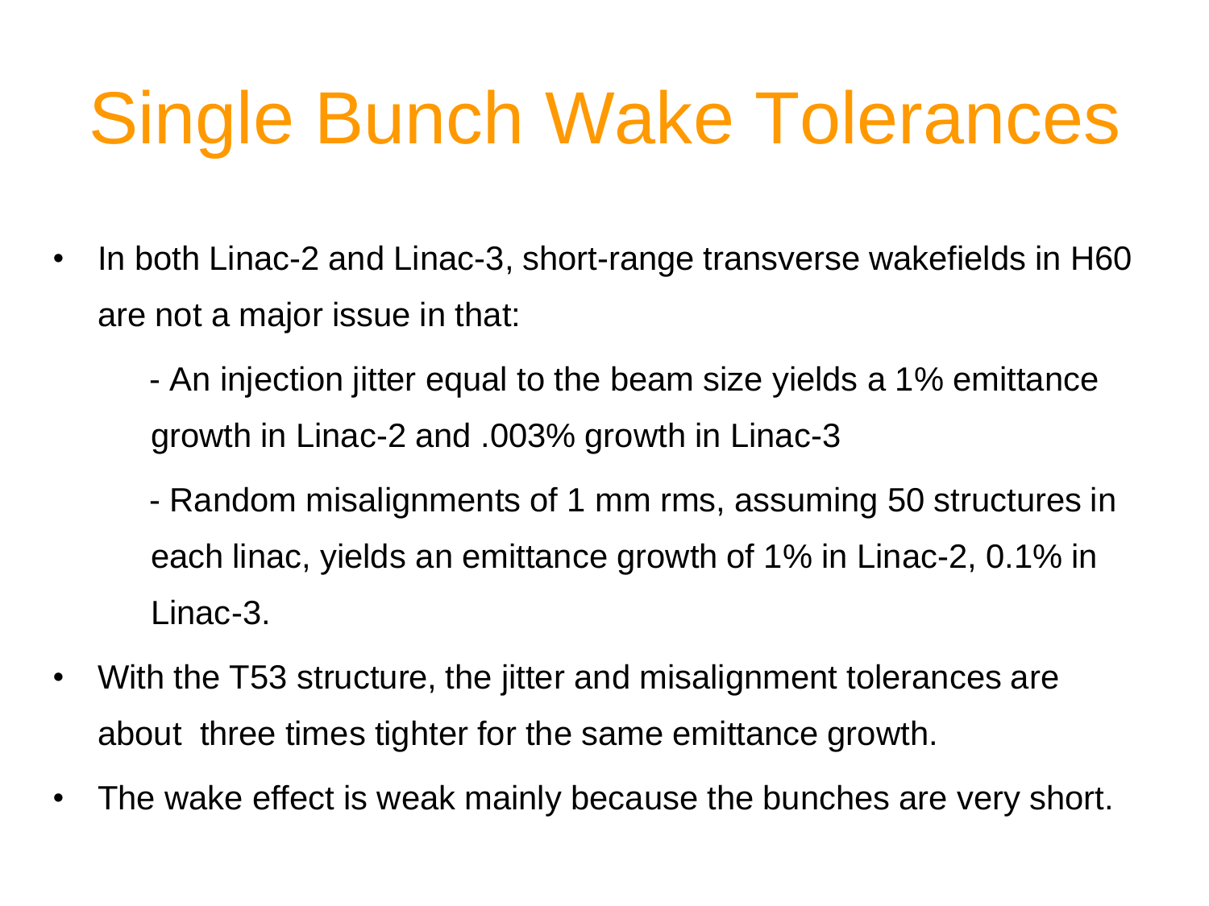# Single Bunch Wake Tolerances

- In both Linac-2 and Linac-3, short-range transverse wakefields in H60 are not a major issue in that:

  - An injection jitter equal to the beam size yields a 1% emittance growth in Linac-2 and .003% growth in Linac-3

  - Random misalignments of 1 mm rms, assuming 50 structures in each linac, yields an emittance growth of 1% in Linac-2, 0.1% in Linac-3.

- With the T53 structure, the jitter and misalignment tolerances are about three times tighter for the same emittance growth.
- The wake effect is weak mainly because the bunches are very short.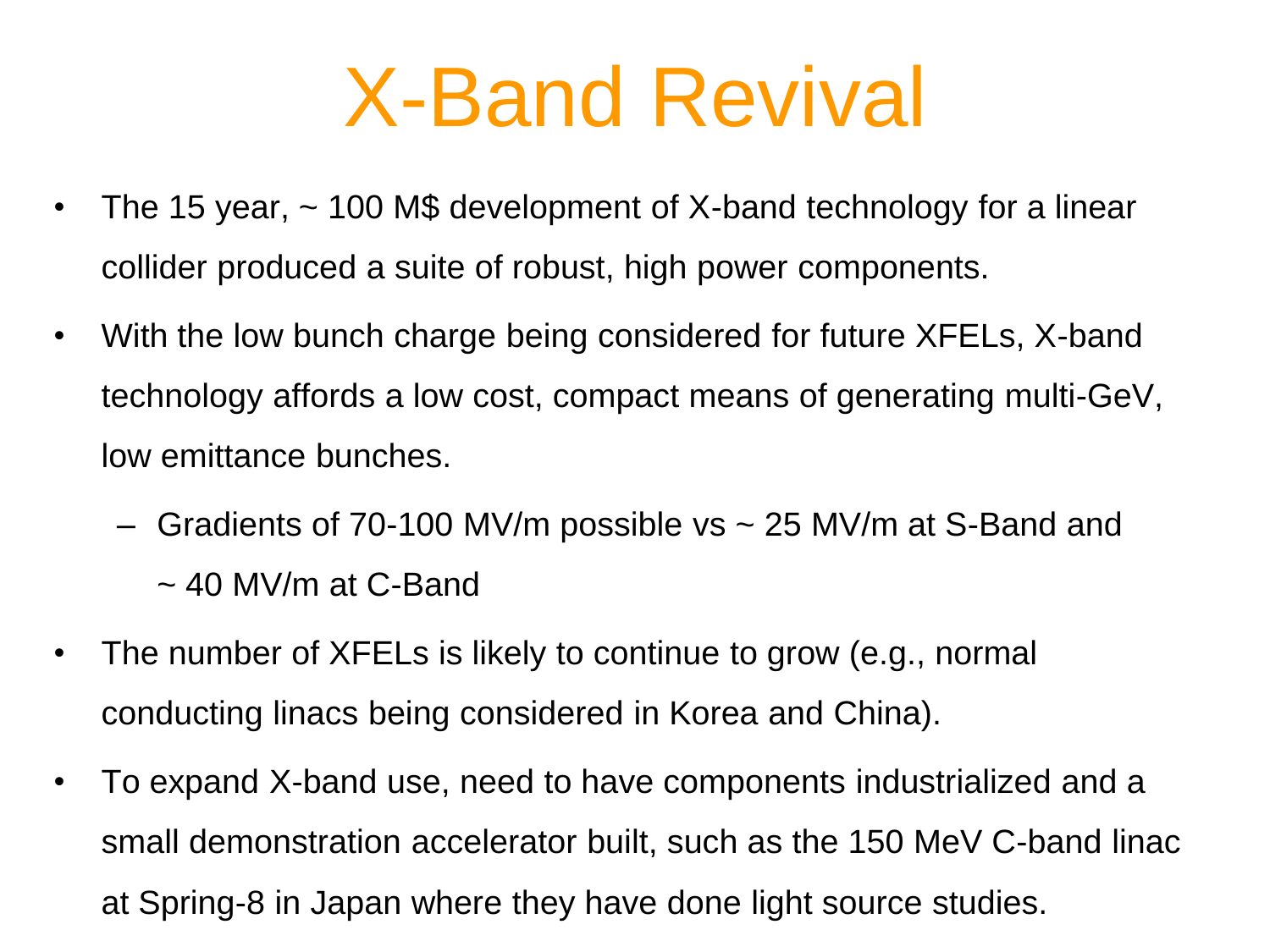# X-Band Revival

- The 15 year, ~ 100 M$ development of X-band technology for a linear collider produced a suite of robust, high power components.
- With the low bunch charge being considered for future XFELs, X-band technology affords a low cost, compact means of generating multi-GeV, low emittance bunches.
  - Gradients of 70-100 MV/m possible vs ~ 25 MV/m at S-Band and ~ 40 MV/m at C-Band
- The number of XFELs is likely to continue to grow (e.g., normal conducting linacs being considered in Korea and China).
- To expand X-band use, need to have components industrialized and a small demonstration accelerator built, such as the 150 MeV C-band linac at Spring-8 in Japan where they have done light source studies.